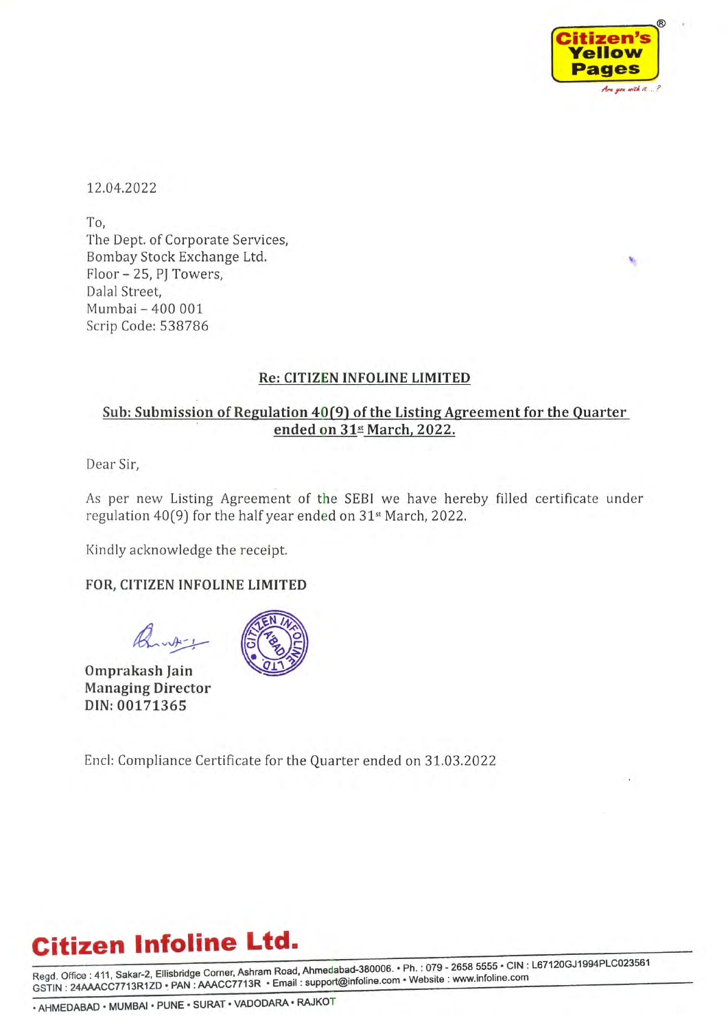Citizen's Yellow Pages®

12.04.2022

To,
The Dept. of Corporate Services,
Bombay Stock Exchange Ltd.
Floor – 25, PJ Towers,
Dalal Street,
Mumbai – 400 001
Scrip Code: 538786

**Re: CITIZEN INFOLINE LIMITED**

**Sub: Submission of Regulation 40(9) of the Listing Agreement for the Quarter ended on 31st March, 2022.**

Dear Sir,

As per new Listing Agreement of the SEBI we have hereby filled certificate under regulation 40(9) for the half year ended on 31st March, 2022.

Kindly acknowledge the receipt.

**FOR, CITIZEN INFOLINE LIMITED**

**Omprakash Jain**
**Managing Director**
**DIN: 00171365**

Encl: Compliance Certificate for the Quarter ended on 31.03.2022

**Citizen Infoline Ltd.**

Regd. Office : 411, Sakar-2, Ellisbridge Corner, Ashram Road, Ahmedabad-380006. • Ph. : 079 - 2658 5555 • CIN : L67120GJ1994PLC023561
GSTIN : 24AAACC7713R1ZD • PAN : AAACC7713R • Email : support@infoline.com • Website : www.infoline.com

• AHMEDABAD • MUMBAI • PUNE • SURAT • VADODARA • RAJKOT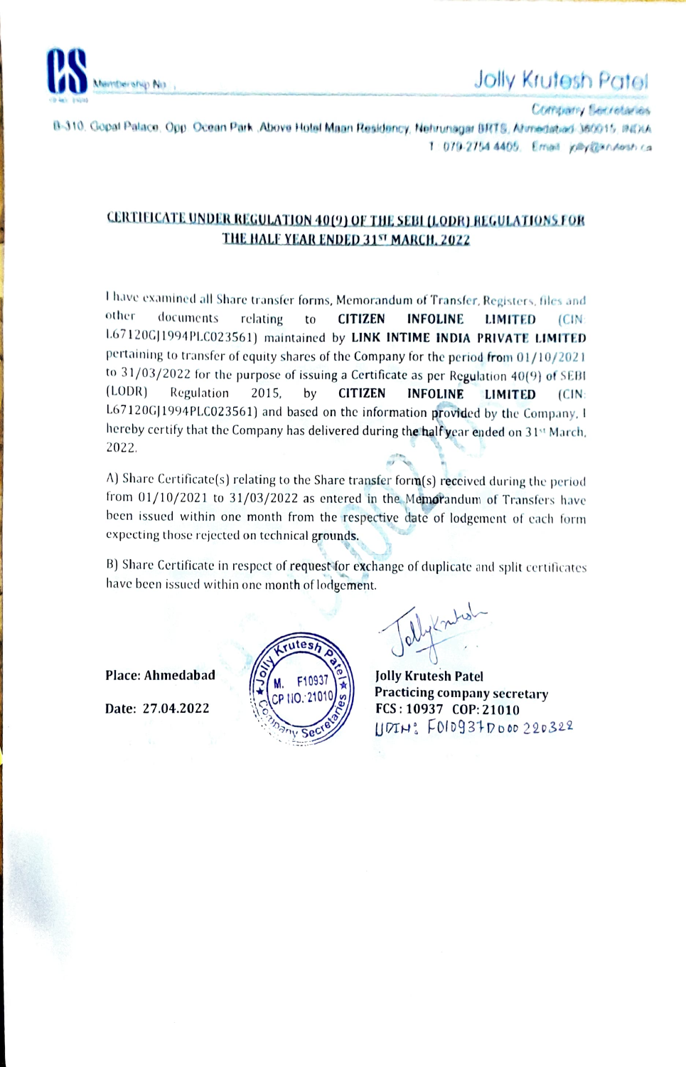CS Membership No.

# Jolly Krutesh Patel

Company Secretaries

B-310, Gopal Palace, Opp. Ocean Park, Above Hotel Maan Residency, Nehrunagar BRTS, Ahmedabad 380015 INDIA

T 079-2754 4405 Email

## CERTIFICATE UNDER REGULATION 40(9) OF THE SEBI (LODR) REGULATIONS FOR THE HALF YEAR ENDED 31ST MARCH, 2022

I have examined all Share transfer forms, Memorandum of Transfer, Registers, files and other documents relating to **CITIZEN INFOLINE LIMITED** (CIN: L67120GJ1994PLC023561) maintained by **LINK INTIME INDIA PRIVATE LIMITED** pertaining to transfer of equity shares of the Company for the period from 01/10/2021 to 31/03/2022 for the purpose of issuing a Certificate as per Regulation 40(9) of SEBI (LODR) Regulation 2015, by **CITIZEN INFOLINE LIMITED** (CIN: L67120GJ1994PLC023561) and based on the information provided by the Company, I hereby certify that the Company has delivered during the half year ended on 31st March, 2022.

A) Share Certificate(s) relating to the Share transfer form(s) received during the period from 01/10/2021 to 31/03/2022 as entered in the Memorandum of Transfers have been issued within one month from the respective date of lodgement of each form expecting those rejected on technical grounds.

B) Share Certificate in respect of request for exchange of duplicate and split certificates have been issued within one month of lodgement.

**Place: Ahmedabad**

**Date: 27.04.2022**

**Jolly Krutesh Patel**
**Practicing company secretary**
**FCS : 10937 COP: 21010**
UDIN: F010937D000220322